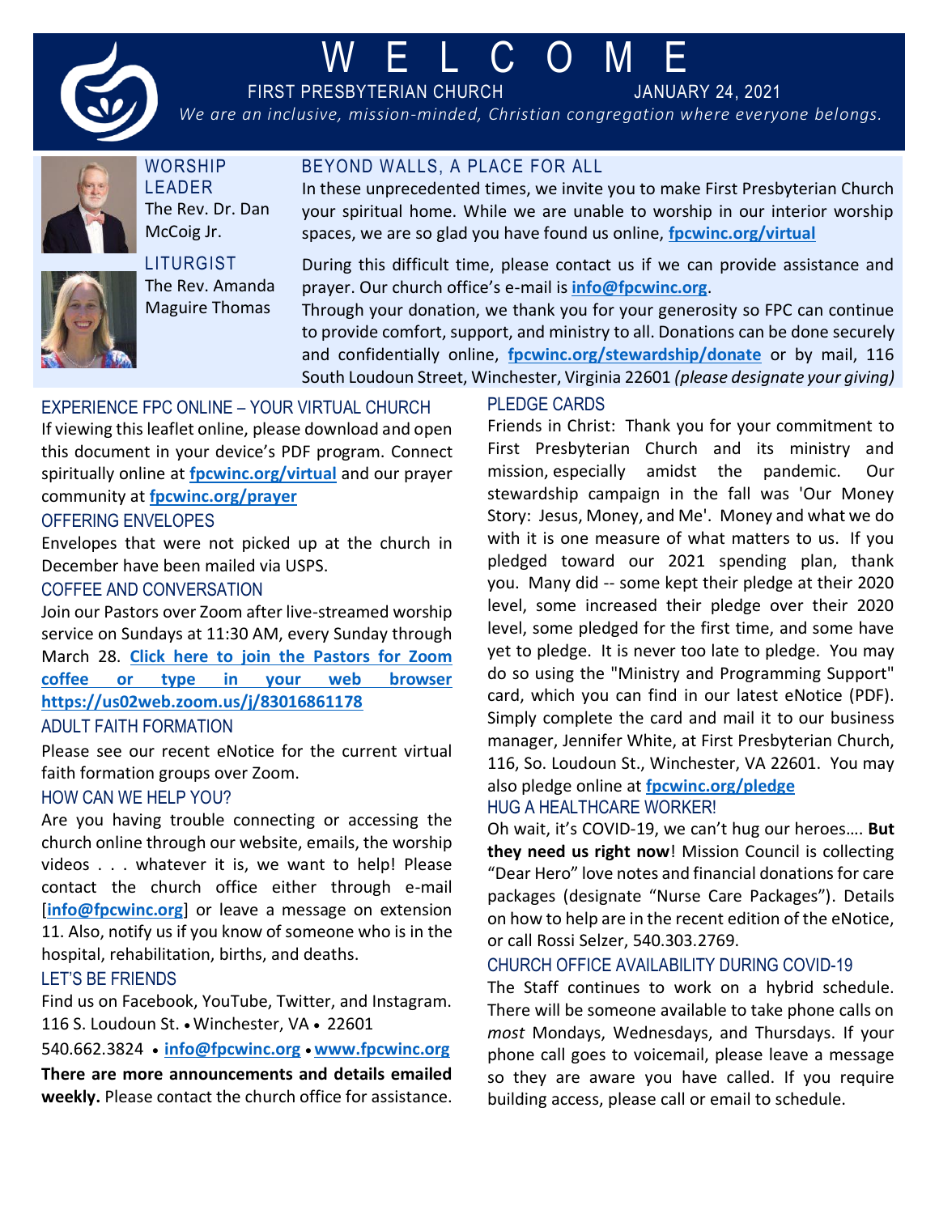# W E L C O M E

FIRST PRESBYTERIAN CHURCH JANUARY 24, 2021

*We are an inclusive, mission-minded, Christian congregation where everyone belongs.*

## WORSHIP LEADER

The Rev. Dr. Dan McCoig Jr.

## LITURGIST

The Rev. Amanda Maguire Thomas

## BEYOND WALLS, A PLACE FOR ALL

In these unprecedented times, we invite you to make First Presbyterian Church your spiritual home. While we are unable to worship in our interior worship spaces, we are so glad you have found us online, **fpcwinc.org/virtual**

During this difficult time, please contact us if we can provide assistance and prayer. Our church office's e-mail is **info@fpcwinc.org**.

Through your donation, we thank you for your generosity so FPC can continue to provide comfort, support, and ministry to all. Donations can be done securely and confidentially online, **fpcwinc.org/stewardship/donate** or by mail, 116 South Loudoun Street, Winchester, Virginia 22601 *(please designate your giving)*

## EXPERIENCE FPC ONLINE – YOUR VIRTUAL CHURCH

If viewing this leaflet online, please download and open this document in your device's PDF program. Connect spiritually online at **fpcwinc.org/virtual** and our prayer community at **fpcwinc.org/prayer**

## OFFERING ENVELOPES

Envelopes that were not picked up at the church in December have been mailed via USPS.

## COFFEE AND CONVERSATION

Join our Pastors over Zoom after live-streamed worship service on Sundays at 11:30 AM, every Sunday through March 28. **Click here to join the Pastors for Zoom coffee or type in your web browser https://us02web.zoom.us/j/83016861178**

## ADULT FAITH FORMATION

Please see our recent eNotice for the current virtual faith formation groups over Zoom.

## HOW CAN WE HELP YOU?

Are you having trouble connecting or accessing the church online through our website, emails, the worship videos . . . whatever it is, we want to help! Please contact the church office either through e-mail [**info@fpcwinc.org**] or leave a message on extension 11. Also, notify us if you know of someone who is in the hospital, rehabilitation, births, and deaths.

## LET'S BE FRIENDS

Find us on Facebook, YouTube, Twitter, and Instagram.
116 S. Loudoun St. • Winchester, VA • 22601
540.662.3824 • **info@fpcwinc.org** • **www.fpcwinc.org**

**There are more announcements and details emailed weekly.** Please contact the church office for assistance.

## PLEDGE CARDS

Friends in Christ: Thank you for your commitment to First Presbyterian Church and its ministry and mission, especially amidst the pandemic. Our stewardship campaign in the fall was 'Our Money Story: Jesus, Money, and Me'. Money and what we do with it is one measure of what matters to us. If you pledged toward our 2021 spending plan, thank you. Many did -- some kept their pledge at their 2020 level, some increased their pledge over their 2020 level, some pledged for the first time, and some have yet to pledge. It is never too late to pledge. You may do so using the "Ministry and Programming Support" card, which you can find in our latest eNotice (PDF). Simply complete the card and mail it to our business manager, Jennifer White, at First Presbyterian Church, 116, So. Loudoun St., Winchester, VA 22601. You may also pledge online at **fpcwinc.org/pledge**

## HUG A HEALTHCARE WORKER!

Oh wait, it's COVID-19, we can't hug our heroes…. **But they need us right now**! Mission Council is collecting "Dear Hero" love notes and financial donations for care packages (designate "Nurse Care Packages"). Details on how to help are in the recent edition of the eNotice, or call Rossi Selzer, 540.303.2769.

## CHURCH OFFICE AVAILABILITY DURING COVID-19

The Staff continues to work on a hybrid schedule. There will be someone available to take phone calls on *most* Mondays, Wednesdays, and Thursdays. If your phone call goes to voicemail, please leave a message so they are aware you have called. If you require building access, please call or email to schedule.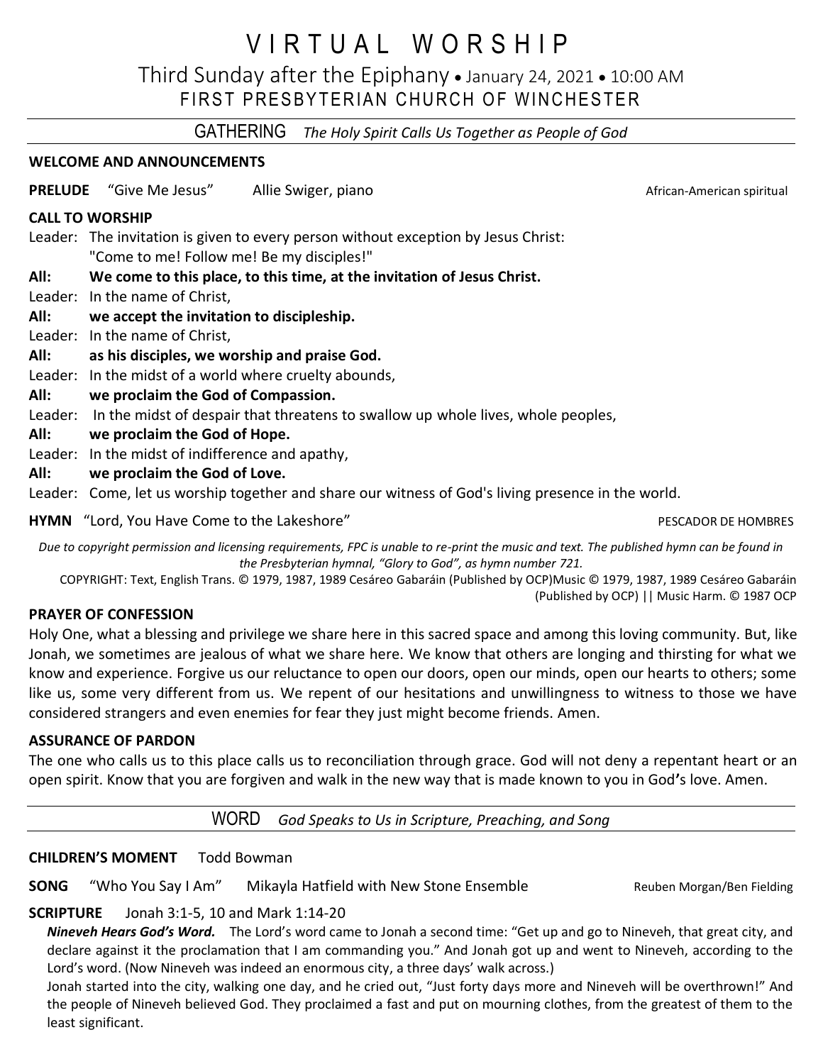# VIRTUAL WORSHIP

## Third Sunday after the Epiphany • January 24, 2021 • 10:00 AM

## FIRST PRESBYTERIAN CHURCH OF WINCHESTER

---

## GATHERING *The Holy Spirit Calls Us Together as People of God*

**WELCOME AND ANNOUNCEMENTS**

**PRELUDE** "Give Me Jesus" Allie Swiger, piano — African-American spiritual

**CALL TO WORSHIP**

Leader: The invitation is given to every person without exception by Jesus Christ: "Come to me! Follow me! Be my disciples!"

**All: We come to this place, to this time, at the invitation of Jesus Christ.**

Leader: In the name of Christ,

**All: we accept the invitation to discipleship.**

Leader: In the name of Christ,

**All: as his disciples, we worship and praise God.**

Leader: In the midst of a world where cruelty abounds,

**All: we proclaim the God of Compassion.**

Leader: In the midst of despair that threatens to swallow up whole lives, whole peoples,

**All: we proclaim the God of Hope.**

Leader: In the midst of indifference and apathy,

**All: we proclaim the God of Love.**

Leader: Come, let us worship together and share our witness of God's living presence in the world.

**HYMN** "Lord, You Have Come to the Lakeshore" — PESCADOR DE HOMBRES

*Due to copyright permission and licensing requirements, FPC is unable to re-print the music and text. The published hymn can be found in the Presbyterian hymnal, "Glory to God", as hymn number 721.*

COPYRIGHT: Text, English Trans. © 1979, 1987, 1989 Cesáreo Gabaráin (Published by OCP)Music © 1979, 1987, 1989 Cesáreo Gabaráin (Published by OCP) || Music Harm. © 1987 OCP

**PRAYER OF CONFESSION**

Holy One, what a blessing and privilege we share here in this sacred space and among this loving community. But, like Jonah, we sometimes are jealous of what we share here. We know that others are longing and thirsting for what we know and experience. Forgive us our reluctance to open our doors, open our minds, open our hearts to others; some like us, some very different from us. We repent of our hesitations and unwillingness to witness to those we have considered strangers and even enemies for fear they just might become friends. Amen.

**ASSURANCE OF PARDON**

The one who calls us to this place calls us to reconciliation through grace. God will not deny a repentant heart or an open spirit. Know that you are forgiven and walk in the new way that is made known to you in God's love. Amen.

---

## WORD *God Speaks to Us in Scripture, Preaching, and Song*

**CHILDREN'S MOMENT** Todd Bowman

**SONG** "Who You Say I Am" Mikayla Hatfield with New Stone Ensemble — Reuben Morgan/Ben Fielding

**SCRIPTURE** Jonah 3:1-5, 10 and Mark 1:14-20

***Nineveh Hears God's Word.*** The Lord's word came to Jonah a second time: "Get up and go to Nineveh, that great city, and declare against it the proclamation that I am commanding you." And Jonah got up and went to Nineveh, according to the Lord's word. (Now Nineveh was indeed an enormous city, a three days' walk across.)

Jonah started into the city, walking one day, and he cried out, "Just forty days more and Nineveh will be overthrown!" And the people of Nineveh believed God. They proclaimed a fast and put on mourning clothes, from the greatest of them to the least significant.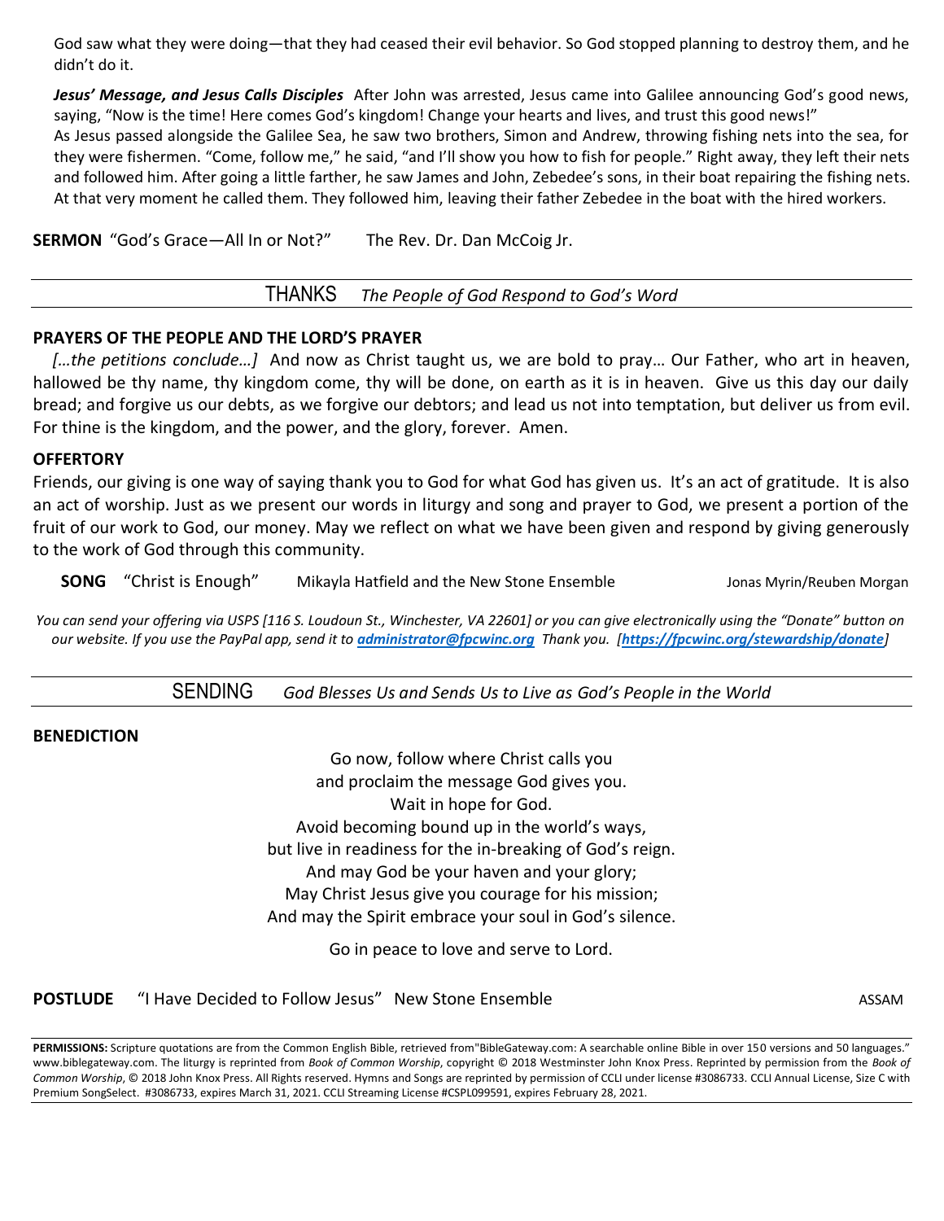God saw what they were doing—that they had ceased their evil behavior. So God stopped planning to destroy them, and he didn't do it.

***Jesus' Message, and Jesus Calls Disciples*** After John was arrested, Jesus came into Galilee announcing God's good news, saying, "Now is the time! Here comes God's kingdom! Change your hearts and lives, and trust this good news!"
As Jesus passed alongside the Galilee Sea, he saw two brothers, Simon and Andrew, throwing fishing nets into the sea, for they were fishermen. "Come, follow me," he said, "and I'll show you how to fish for people." Right away, they left their nets and followed him. After going a little farther, he saw James and John, Zebedee's sons, in their boat repairing the fishing nets. At that very moment he called them. They followed him, leaving their father Zebedee in the boat with the hired workers.

**SERMON** "God's Grace—All In or Not?" The Rev. Dr. Dan McCoig Jr.

## THANKS *The People of God Respond to God's Word*

**PRAYERS OF THE PEOPLE AND THE LORD'S PRAYER**

*[…the petitions conclude…]* And now as Christ taught us, we are bold to pray… Our Father, who art in heaven, hallowed be thy name, thy kingdom come, thy will be done, on earth as it is in heaven. Give us this day our daily bread; and forgive us our debts, as we forgive our debtors; and lead us not into temptation, but deliver us from evil. For thine is the kingdom, and the power, and the glory, forever. Amen.

**OFFERTORY**

Friends, our giving is one way of saying thank you to God for what God has given us. It's an act of gratitude. It is also an act of worship. Just as we present our words in liturgy and song and prayer to God, we present a portion of the fruit of our work to God, our money. May we reflect on what we have been given and respond by giving generously to the work of God through this community.

**SONG** "Christ is Enough" Mikayla Hatfield and the New Stone Ensemble Jonas Myrin/Reuben Morgan

*You can send your offering via USPS [116 S. Loudoun St., Winchester, VA 22601] or you can give electronically using the "Donate" button on our website. If you use the PayPal app, send it to **administrator@fpcwinc.org** Thank you. [**https://fpcwinc.org/stewardship/donate**]*

## SENDING *God Blesses Us and Sends Us to Live as God's People in the World*

**BENEDICTION**

Go now, follow where Christ calls you
and proclaim the message God gives you.
Wait in hope for God.
Avoid becoming bound up in the world's ways,
but live in readiness for the in-breaking of God's reign.
And may God be your haven and your glory;
May Christ Jesus give you courage for his mission;
And may the Spirit embrace your soul in God's silence.

Go in peace to love and serve to Lord.

**POSTLUDE** "I Have Decided to Follow Jesus" New Stone Ensemble ASSAM

**PERMISSIONS:** Scripture quotations are from the Common English Bible, retrieved from"BibleGateway.com: A searchable online Bible in over 150 versions and 50 languages." www.biblegateway.com. The liturgy is reprinted from *Book of Common Worship*, copyright © 2018 Westminster John Knox Press. Reprinted by permission from the *Book of Common Worship*, © 2018 John Knox Press. All Rights reserved. Hymns and Songs are reprinted by permission of CCLI under license #3086733. CCLI Annual License, Size C with Premium SongSelect. #3086733, expires March 31, 2021. CCLI Streaming License #CSPL099591, expires February 28, 2021.